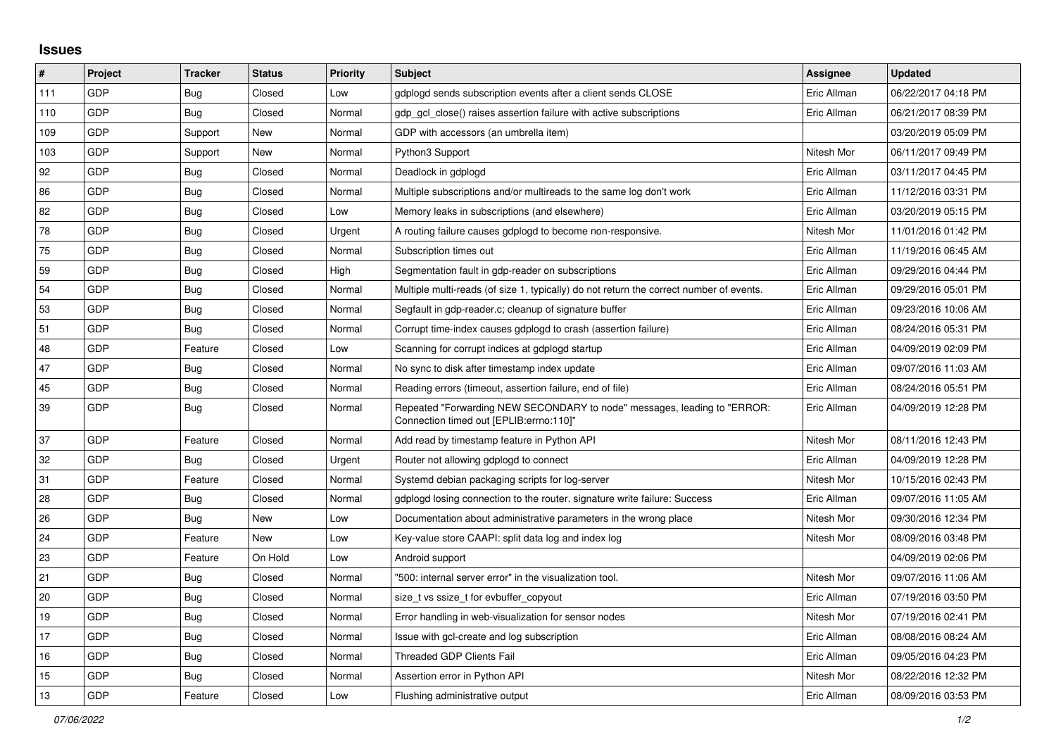## Issues

| # | Project | Tracker | Status | Priority | Subject | Assignee | Updated |
|---|---|---|---|---|---|---|---|
| 111 | GDP | Bug | Closed | Low | gdplogd sends subscription events after a client sends CLOSE | Eric Allman | 06/22/2017 04:18 PM |
| 110 | GDP | Bug | Closed | Normal | gdp_gcl_close() raises assertion failure with active subscriptions | Eric Allman | 06/21/2017 08:39 PM |
| 109 | GDP | Support | New | Normal | GDP with accessors (an umbrella item) | | 03/20/2019 05:09 PM |
| 103 | GDP | Support | New | Normal | Python3 Support | Nitesh Mor | 06/11/2017 09:49 PM |
| 92 | GDP | Bug | Closed | Normal | Deadlock in gdplogd | Eric Allman | 03/11/2017 04:45 PM |
| 86 | GDP | Bug | Closed | Normal | Multiple subscriptions and/or multireads to the same log don't work | Eric Allman | 11/12/2016 03:31 PM |
| 82 | GDP | Bug | Closed | Low | Memory leaks in subscriptions (and elsewhere) | Eric Allman | 03/20/2019 05:15 PM |
| 78 | GDP | Bug | Closed | Urgent | A routing failure causes gdplogd to become non-responsive. | Nitesh Mor | 11/01/2016 01:42 PM |
| 75 | GDP | Bug | Closed | Normal | Subscription times out | Eric Allman | 11/19/2016 06:45 AM |
| 59 | GDP | Bug | Closed | High | Segmentation fault in gdp-reader on subscriptions | Eric Allman | 09/29/2016 04:44 PM |
| 54 | GDP | Bug | Closed | Normal | Multiple multi-reads (of size 1, typically) do not return the correct number of events. | Eric Allman | 09/29/2016 05:01 PM |
| 53 | GDP | Bug | Closed | Normal | Segfault in gdp-reader.c; cleanup of signature buffer | Eric Allman | 09/23/2016 10:06 AM |
| 51 | GDP | Bug | Closed | Normal | Corrupt time-index causes gdplogd to crash (assertion failure) | Eric Allman | 08/24/2016 05:31 PM |
| 48 | GDP | Feature | Closed | Low | Scanning for corrupt indices at gdplogd startup | Eric Allman | 04/09/2019 02:09 PM |
| 47 | GDP | Bug | Closed | Normal | No sync to disk after timestamp index update | Eric Allman | 09/07/2016 11:03 AM |
| 45 | GDP | Bug | Closed | Normal | Reading errors (timeout, assertion failure, end of file) | Eric Allman | 08/24/2016 05:51 PM |
| 39 | GDP | Bug | Closed | Normal | Repeated "Forwarding NEW SECONDARY to node" messages, leading to "ERROR: Connection timed out [EPLIB:errno:110]" | Eric Allman | 04/09/2019 12:28 PM |
| 37 | GDP | Feature | Closed | Normal | Add read by timestamp feature in Python API | Nitesh Mor | 08/11/2016 12:43 PM |
| 32 | GDP | Bug | Closed | Urgent | Router not allowing gdplogd to connect | Eric Allman | 04/09/2019 12:28 PM |
| 31 | GDP | Feature | Closed | Normal | Systemd debian packaging scripts for log-server | Nitesh Mor | 10/15/2016 02:43 PM |
| 28 | GDP | Bug | Closed | Normal | gdplogd losing connection to the router. signature write failure: Success | Eric Allman | 09/07/2016 11:05 AM |
| 26 | GDP | Bug | New | Low | Documentation about administrative parameters in the wrong place | Nitesh Mor | 09/30/2016 12:34 PM |
| 24 | GDP | Feature | New | Low | Key-value store CAAPI: split data log and index log | Nitesh Mor | 08/09/2016 03:48 PM |
| 23 | GDP | Feature | On Hold | Low | Android support | | 04/09/2019 02:06 PM |
| 21 | GDP | Bug | Closed | Normal | "500: internal server error" in the visualization tool. | Nitesh Mor | 09/07/2016 11:06 AM |
| 20 | GDP | Bug | Closed | Normal | size_t vs ssize_t for evbuffer_copyout | Eric Allman | 07/19/2016 03:50 PM |
| 19 | GDP | Bug | Closed | Normal | Error handling in web-visualization for sensor nodes | Nitesh Mor | 07/19/2016 02:41 PM |
| 17 | GDP | Bug | Closed | Normal | Issue with gcl-create and log subscription | Eric Allman | 08/08/2016 08:24 AM |
| 16 | GDP | Bug | Closed | Normal | Threaded GDP Clients Fail | Eric Allman | 09/05/2016 04:23 PM |
| 15 | GDP | Bug | Closed | Normal | Assertion error in Python API | Nitesh Mor | 08/22/2016 12:32 PM |
| 13 | GDP | Feature | Closed | Low | Flushing administrative output | Eric Allman | 08/09/2016 03:53 PM |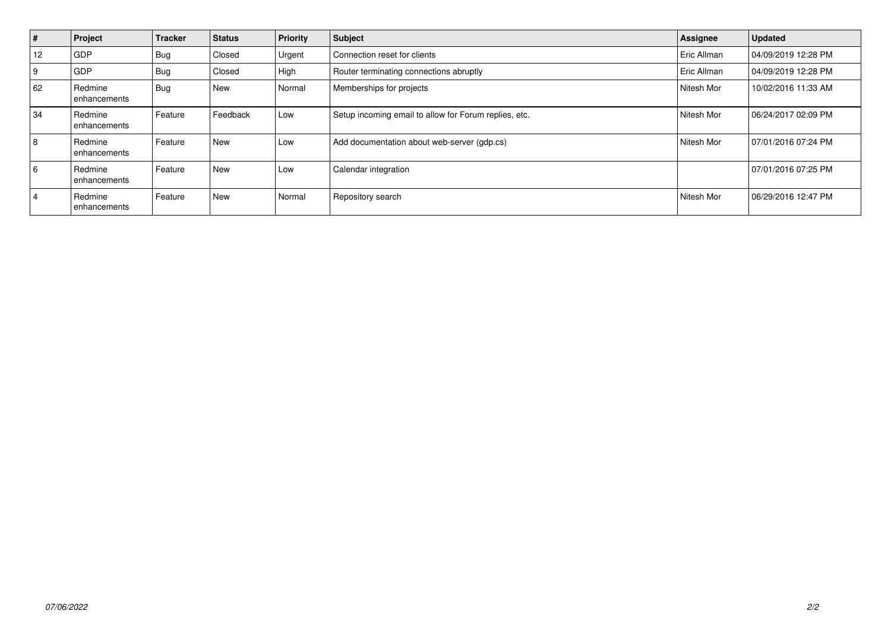| # | Project | Tracker | Status | Priority | Subject | Assignee | Updated |
|---|---|---|---|---|---|---|---|
| 12 | GDP | Bug | Closed | Urgent | Connection reset for clients | Eric Allman | 04/09/2019 12:28 PM |
| 9 | GDP | Bug | Closed | High | Router terminating connections abruptly | Eric Allman | 04/09/2019 12:28 PM |
| 62 | Redmine enhancements | Bug | New | Normal | Memberships for projects | Nitesh Mor | 10/02/2016 11:33 AM |
| 34 | Redmine enhancements | Feature | Feedback | Low | Setup incoming email to allow for Forum replies, etc. | Nitesh Mor | 06/24/2017 02:09 PM |
| 8 | Redmine enhancements | Feature | New | Low | Add documentation about web-server (gdp.cs) | Nitesh Mor | 07/01/2016 07:24 PM |
| 6 | Redmine enhancements | Feature | New | Low | Calendar integration | | 07/01/2016 07:25 PM |
| 4 | Redmine enhancements | Feature | New | Normal | Repository search | Nitesh Mor | 06/29/2016 12:47 PM |